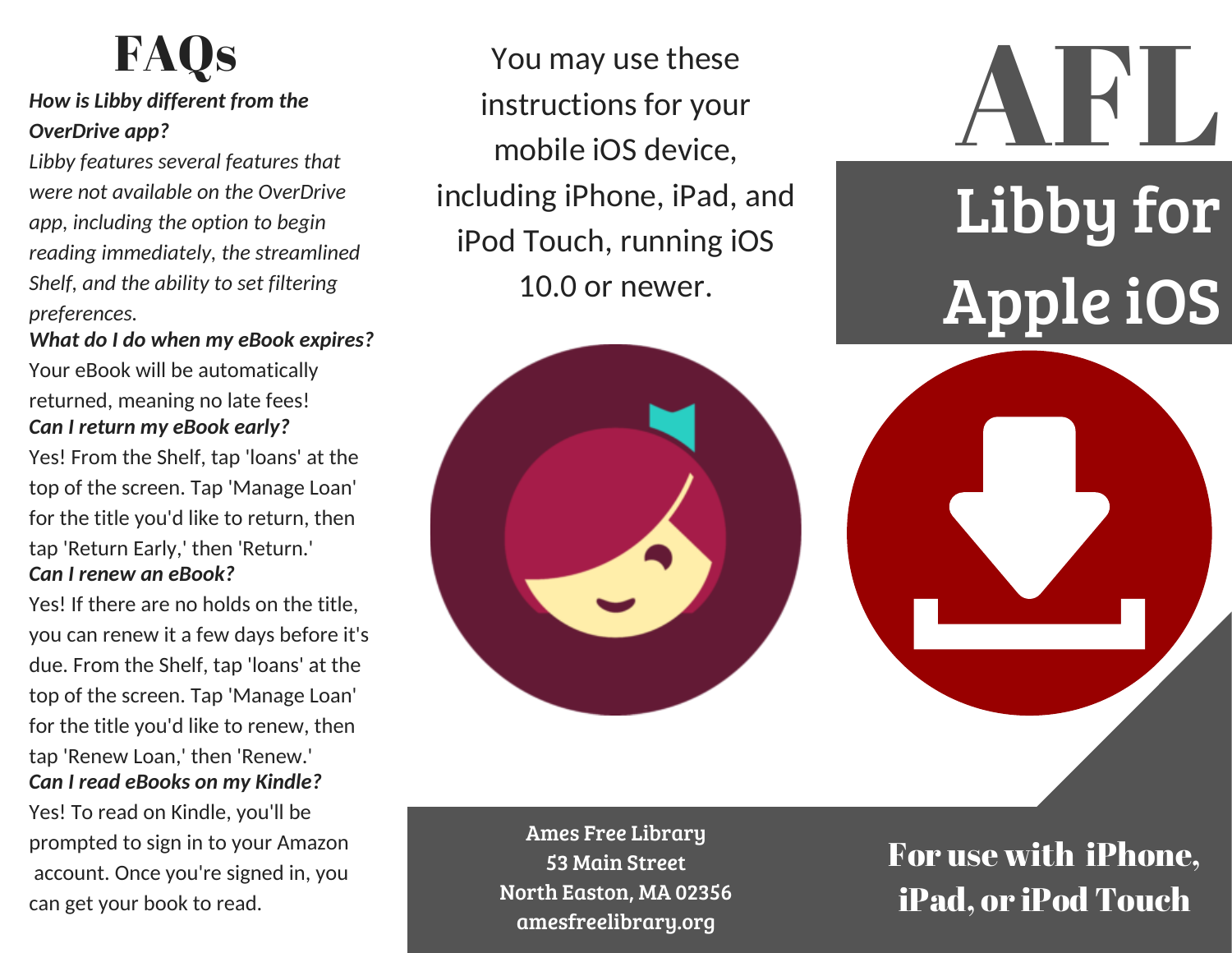# FAQs

***How is Libby different from the OverDrive app?***

*Libby features several features that were not available on the OverDrive app, including the option to begin reading immediately, the streamlined Shelf, and the ability to set filtering preferences.*

***What do I do when my eBook expires?***

Your eBook will be automatically returned, meaning no late fees!

***Can I return my eBook early?***

Yes! From the Shelf, tap 'loans' at the top of the screen. Tap 'Manage Loan' for the title you'd like to return, then tap 'Return Early,' then 'Return.'

***Can I renew an eBook?***

Yes! If there are no holds on the title, you can renew it a few days before it's due. From the Shelf, tap 'loans' at the top of the screen. Tap 'Manage Loan' for the title you'd like to renew, then tap 'Renew Loan,' then 'Renew.'

***Can I read eBooks on my Kindle?***

Yes! To read on Kindle, you'll be prompted to sign in to your Amazon account. Once you're signed in, you can get your book to read.

You may use these instructions for your mobile iOS device, including iPhone, iPad, and iPod Touch, running iOS 10.0 or newer.

Ames Free Library
53 Main Street
North Easton, MA 02356
amesfreelibrary.org

# AFL

## Libby for Apple iOS

**For use with iPhone, iPad, or iPod Touch**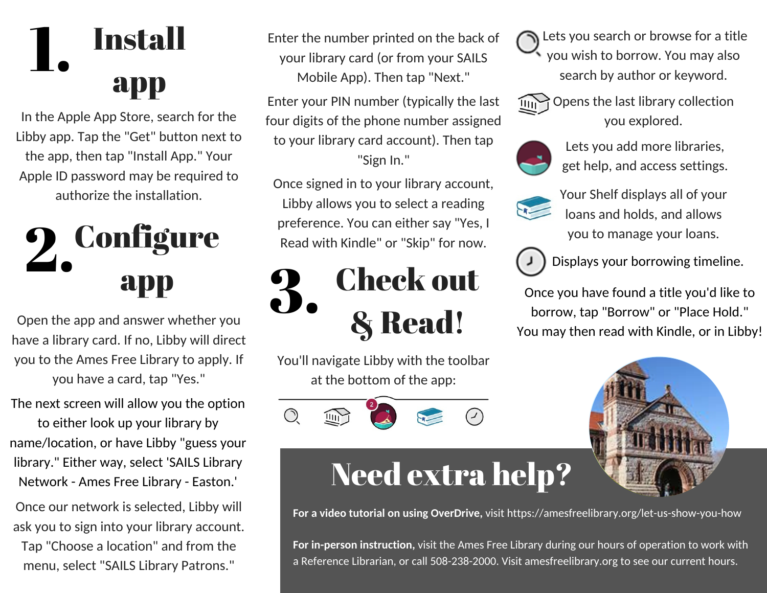# 1. Install app

In the Apple App Store, search for the Libby app. Tap the "Get" button next to the app, then tap "Install App." Your Apple ID password may be required to authorize the installation.

# 2. Configure app

Open the app and answer whether you have a library card. If no, Libby will direct you to the Ames Free Library to apply. If you have a card, tap "Yes."

The next screen will allow you the option to either look up your library by name/location, or have Libby "guess your library." Either way, select 'SAILS Library Network - Ames Free Library - Easton.'

Once our network is selected, Libby will ask you to sign into your library account. Tap "Choose a location" and from the menu, select "SAILS Library Patrons."

Enter the number printed on the back of your library card (or from your SAILS Mobile App). Then tap "Next."

Enter your PIN number (typically the last four digits of the phone number assigned to your library card account). Then tap "Sign In."

Once signed in to your library account, Libby allows you to select a reading preference. You can either say "Yes, I Read with Kindle" or "Skip" for now.

# 3. Check out & Read!

You'll navigate Libby with the toolbar at the bottom of the app:

- Lets you search or browse for a title you wish to borrow. You may also search by author or keyword.
- Opens the last library collection you explored.
- Lets you add more libraries, get help, and access settings.
- Your Shelf displays all of your loans and holds, and allows you to manage your loans.
- Displays your borrowing timeline.

Once you have found a title you'd like to borrow, tap "Borrow" or "Place Hold." You may then read with Kindle, or in Libby!

## Need extra help?

**For a video tutorial on using OverDrive,** visit https://amesfreelibrary.org/let-us-show-you-how

**For in-person instruction,** visit the Ames Free Library during our hours of operation to work with a Reference Librarian, or call 508-238-2000. Visit amesfreelibrary.org to see our current hours.